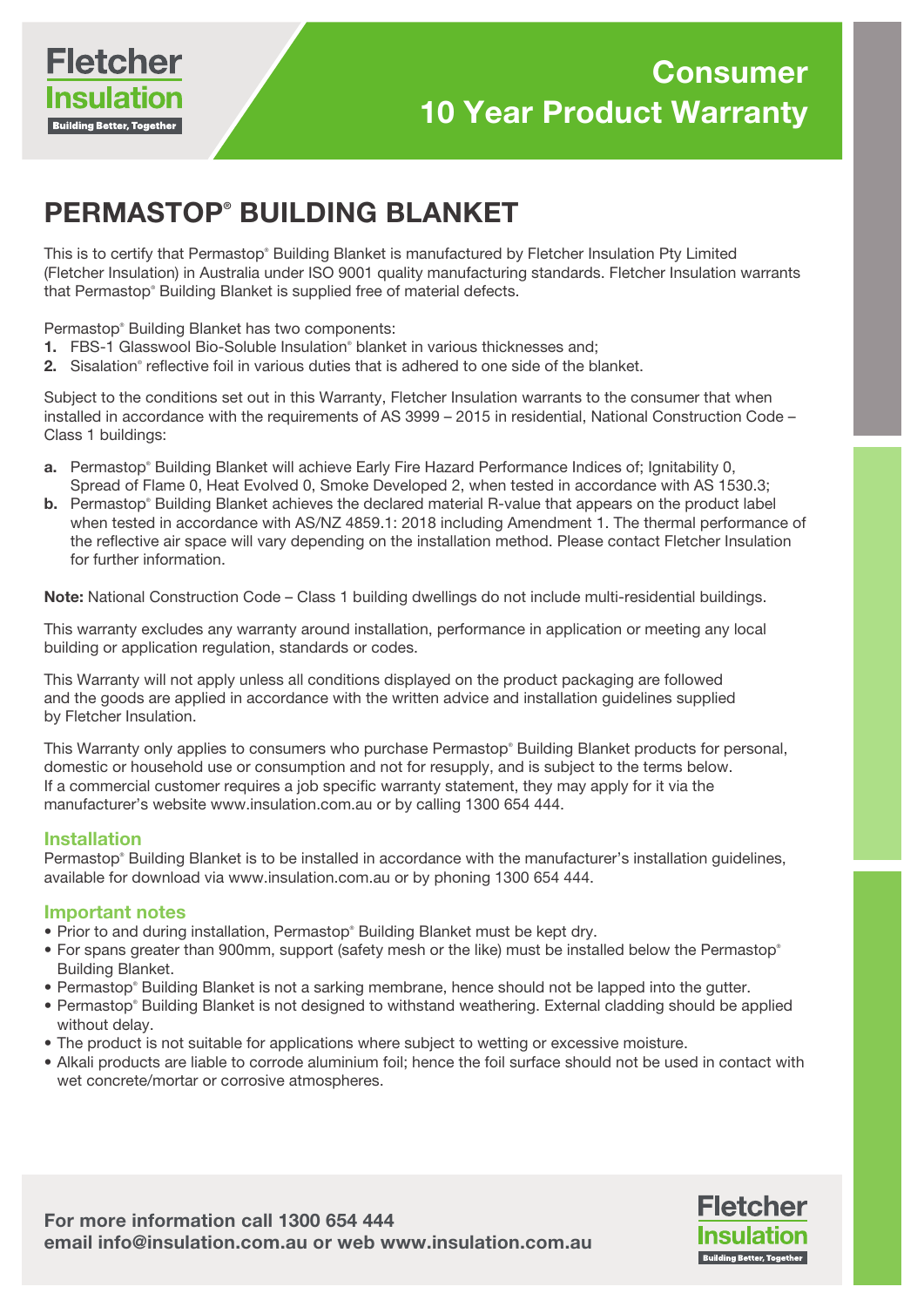Fletcher Insulation
Building Better, Together

# Consumer 10 Year Product Warranty

## PERMASTOP® BUILDING BLANKET

This is to certify that Permastop® Building Blanket is manufactured by Fletcher Insulation Pty Limited (Fletcher Insulation) in Australia under ISO 9001 quality manufacturing standards. Fletcher Insulation warrants that Permastop® Building Blanket is supplied free of material defects.

Permastop® Building Blanket has two components:

1. FBS-1 Glasswool Bio-Soluble Insulation® blanket in various thicknesses and;
2. Sisalation® reflective foil in various duties that is adhered to one side of the blanket.

Subject to the conditions set out in this Warranty, Fletcher Insulation warrants to the consumer that when installed in accordance with the requirements of AS 3999 – 2015 in residential, National Construction Code – Class 1 buildings:

- **a.** Permastop® Building Blanket will achieve Early Fire Hazard Performance Indices of; Ignitability 0, Spread of Flame 0, Heat Evolved 0, Smoke Developed 2, when tested in accordance with AS 1530.3;
- **b.** Permastop® Building Blanket achieves the declared material R-value that appears on the product label when tested in accordance with AS/NZ 4859.1: 2018 including Amendment 1. The thermal performance of the reflective air space will vary depending on the installation method. Please contact Fletcher Insulation for further information.

**Note:** National Construction Code – Class 1 building dwellings do not include multi-residential buildings.

This warranty excludes any warranty around installation, performance in application or meeting any local building or application regulation, standards or codes.

This Warranty will not apply unless all conditions displayed on the product packaging are followed and the goods are applied in accordance with the written advice and installation guidelines supplied by Fletcher Insulation.

This Warranty only applies to consumers who purchase Permastop® Building Blanket products for personal, domestic or household use or consumption and not for resupply, and is subject to the terms below. If a commercial customer requires a job specific warranty statement, they may apply for it via the manufacturer's website www.insulation.com.au or by calling 1300 654 444.

### Installation

Permastop® Building Blanket is to be installed in accordance with the manufacturer's installation guidelines, available for download via www.insulation.com.au or by phoning 1300 654 444.

### Important notes

- Prior to and during installation, Permastop® Building Blanket must be kept dry.
- For spans greater than 900mm, support (safety mesh or the like) must be installed below the Permastop® Building Blanket.
- Permastop® Building Blanket is not a sarking membrane, hence should not be lapped into the gutter.
- Permastop® Building Blanket is not designed to withstand weathering. External cladding should be applied without delay.
- The product is not suitable for applications where subject to wetting or excessive moisture.
- Alkali products are liable to corrode aluminium foil; hence the foil surface should not be used in contact with wet concrete/mortar or corrosive atmospheres.

**For more information call 1300 654 444**
**email info@insulation.com.au or web www.insulation.com.au**

Fletcher Insulation
Building Better, Together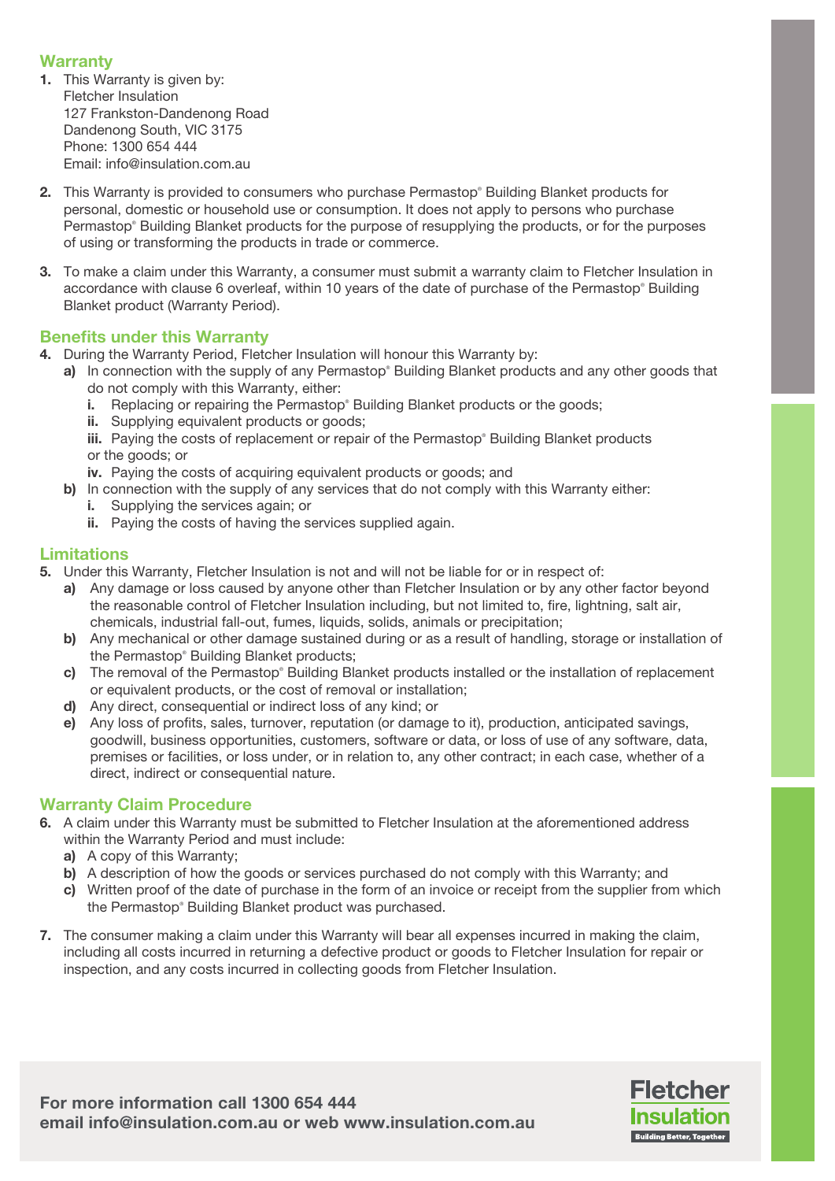## Warranty

1. This Warranty is given by:
   Fletcher Insulation
   127 Frankston-Dandenong Road
   Dandenong South, VIC 3175
   Phone: 1300 654 444
   Email: info@insulation.com.au

2. This Warranty is provided to consumers who purchase Permastop® Building Blanket products for personal, domestic or household use or consumption. It does not apply to persons who purchase Permastop® Building Blanket products for the purpose of resupplying the products, or for the purposes of using or transforming the products in trade or commerce.

3. To make a claim under this Warranty, a consumer must submit a warranty claim to Fletcher Insulation in accordance with clause 6 overleaf, within 10 years of the date of purchase of the Permastop® Building Blanket product (Warranty Period).

## Benefits under this Warranty

4. During the Warranty Period, Fletcher Insulation will honour this Warranty by:
   a) In connection with the supply of any Permastop® Building Blanket products and any other goods that do not comply with this Warranty, either:
      i. Replacing or repairing the Permastop® Building Blanket products or the goods;
      ii. Supplying equivalent products or goods;
      iii. Paying the costs of replacement or repair of the Permastop® Building Blanket products or the goods; or
      iv. Paying the costs of acquiring equivalent products or goods; and
   b) In connection with the supply of any services that do not comply with this Warranty either:
      i. Supplying the services again; or
      ii. Paying the costs of having the services supplied again.

## Limitations

5. Under this Warranty, Fletcher Insulation is not and will not be liable for or in respect of:
   a) Any damage or loss caused by anyone other than Fletcher Insulation or by any other factor beyond the reasonable control of Fletcher Insulation including, but not limited to, fire, lightning, salt air, chemicals, industrial fall-out, fumes, liquids, solids, animals or precipitation;
   b) Any mechanical or other damage sustained during or as a result of handling, storage or installation of the Permastop® Building Blanket products;
   c) The removal of the Permastop® Building Blanket products installed or the installation of replacement or equivalent products, or the cost of removal or installation;
   d) Any direct, consequential or indirect loss of any kind; or
   e) Any loss of profits, sales, turnover, reputation (or damage to it), production, anticipated savings, goodwill, business opportunities, customers, software or data, or loss of use of any software, data, premises or facilities, or loss under, or in relation to, any other contract; in each case, whether of a direct, indirect or consequential nature.

## Warranty Claim Procedure

6. A claim under this Warranty must be submitted to Fletcher Insulation at the aforementioned address within the Warranty Period and must include:
   a) A copy of this Warranty;
   b) A description of how the goods or services purchased do not comply with this Warranty; and
   c) Written proof of the date of purchase in the form of an invoice or receipt from the supplier from which the Permastop® Building Blanket product was purchased.

7. The consumer making a claim under this Warranty will bear all expenses incurred in making the claim, including all costs incurred in returning a defective product or goods to Fletcher Insulation for repair or inspection, and any costs incurred in collecting goods from Fletcher Insulation.

**For more information call 1300 654 444**
**email info@insulation.com.au or web www.insulation.com.au**

Fletcher Insulation
Building Better, Together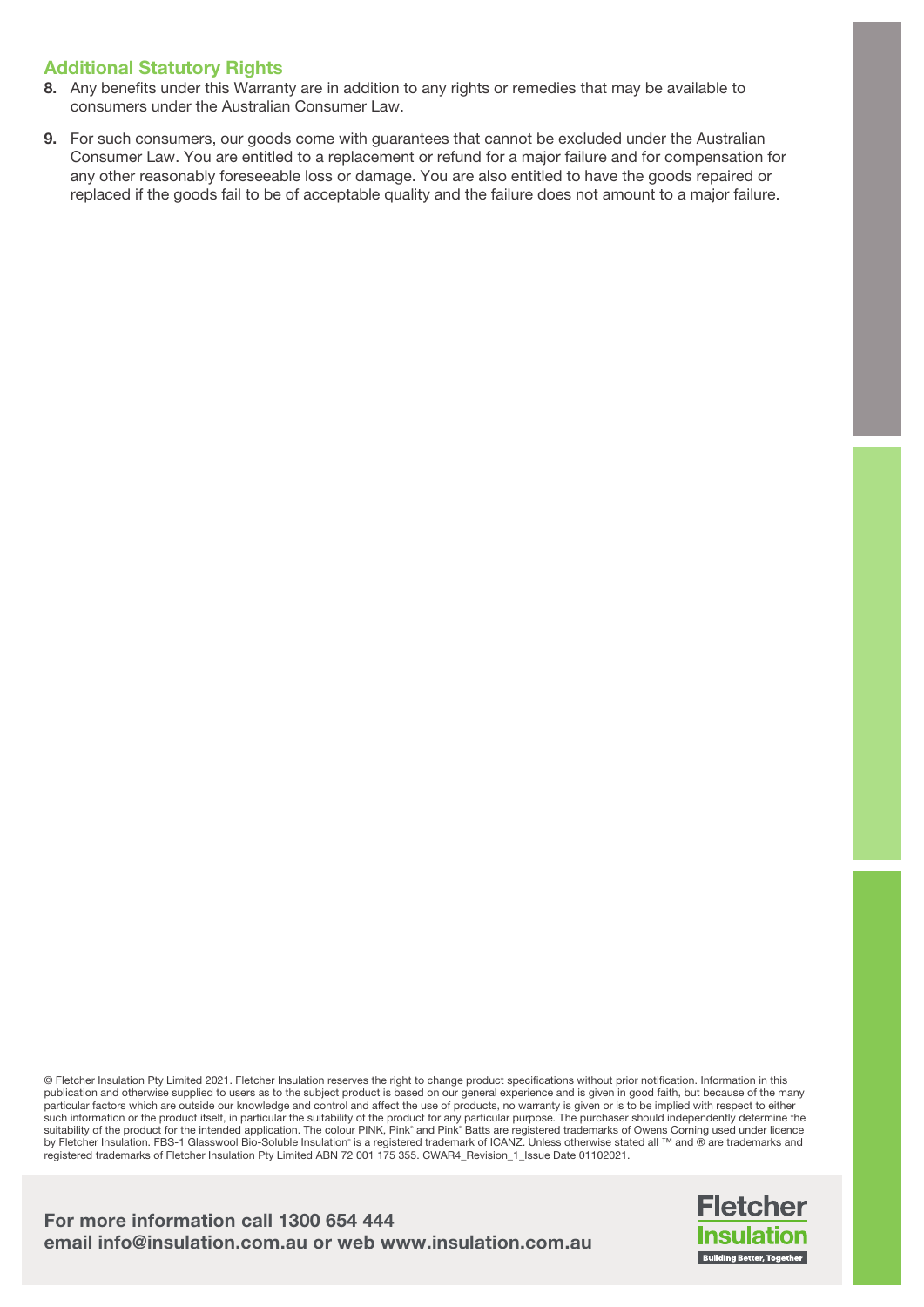## Additional Statutory Rights

**8.** Any benefits under this Warranty are in addition to any rights or remedies that may be available to consumers under the Australian Consumer Law.

**9.** For such consumers, our goods come with guarantees that cannot be excluded under the Australian Consumer Law. You are entitled to a replacement or refund for a major failure and for compensation for any other reasonably foreseeable loss or damage. You are also entitled to have the goods repaired or replaced if the goods fail to be of acceptable quality and the failure does not amount to a major failure.

© Fletcher Insulation Pty Limited 2021. Fletcher Insulation reserves the right to change product specifications without prior notification. Information in this publication and otherwise supplied to users as to the subject product is based on our general experience and is given in good faith, but because of the many particular factors which are outside our knowledge and control and affect the use of products, no warranty is given or is to be implied with respect to either such information or the product itself, in particular the suitability of the product for any particular purpose. The purchaser should independently determine the suitability of the product for the intended application. The colour PINK, Pink® and Pink® Batts are registered trademarks of Owens Corning used under licence by Fletcher Insulation. FBS-1 Glasswool Bio-Soluble Insulation® is a registered trademark of ICANZ. Unless otherwise stated all ™ and ® are trademarks and registered trademarks of Fletcher Insulation Pty Limited ABN 72 001 175 355. CWAR4_Revision_1_Issue Date 01102021.

**For more information call 1300 654 444**
**email info@insulation.com.au or web www.insulation.com.au**

Fletcher Insulation
Building Better, Together